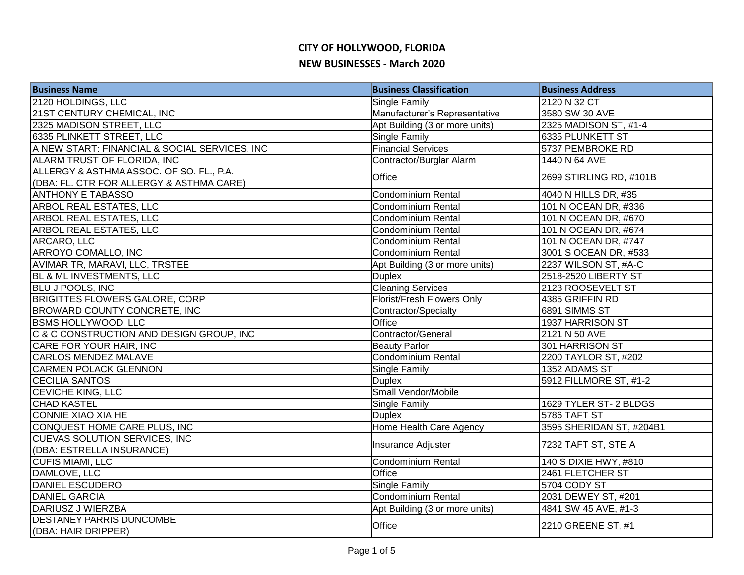# CITY OF HOLLYWOOD, FLORIDA

## NEW BUSINESSES - March 2020

| Business Name | Business Classification | Business Address |
|---|---|---|
| 2120 HOLDINGS, LLC | Single Family | 2120 N 32 CT |
| 21ST CENTURY CHEMICAL, INC | Manufacturer's Representative | 3580 SW 30 AVE |
| 2325 MADISON STREET, LLC | Apt Building (3 or more units) | 2325 MADISON ST, #1-4 |
| 6335 PLINKETT STREET, LLC | Single Family | 6335 PLUNKETT ST |
| A NEW START: FINANCIAL & SOCIAL SERVICES, INC | Financial Services | 5737 PEMBROKE RD |
| ALARM TRUST OF FLORIDA, INC | Contractor/Burglar Alarm | 1440 N 64 AVE |
| ALLERGY & ASTHMA ASSOC. OF SO. FL., P.A. (DBA: FL. CTR FOR ALLERGY & ASTHMA CARE) | Office | 2699 STIRLING RD, #101B |
| ANTHONY E TABASSO | Condominium Rental | 4040 N HILLS DR, #35 |
| ARBOL REAL ESTATES, LLC | Condominium Rental | 101 N OCEAN DR, #336 |
| ARBOL REAL ESTATES, LLC | Condominium Rental | 101 N OCEAN DR, #670 |
| ARBOL REAL ESTATES, LLC | Condominium Rental | 101 N OCEAN DR, #674 |
| ARCARO, LLC | Condominium Rental | 101 N OCEAN DR, #747 |
| ARROYO COMALLO, INC | Condominium Rental | 3001 S OCEAN DR, #533 |
| AVIMAR TR, MARAVI, LLC, TRSTEE | Apt Building (3 or more units) | 2237 WILSON ST, #A-C |
| BL & ML INVESTMENTS, LLC | Duplex | 2518-2520 LIBERTY ST |
| BLU J POOLS, INC | Cleaning Services | 2123 ROOSEVELT ST |
| BRIGITTES FLOWERS GALORE, CORP | Florist/Fresh Flowers Only | 4385 GRIFFIN RD |
| BROWARD COUNTY CONCRETE, INC | Contractor/Specialty | 6891 SIMMS ST |
| BSMS HOLLYWOOD, LLC | Office | 1937 HARRISON ST |
| C & C CONSTRUCTION AND DESIGN GROUP, INC | Contractor/General | 2121 N 50 AVE |
| CARE FOR YOUR HAIR, INC | Beauty Parlor | 301 HARRISON ST |
| CARLOS MENDEZ MALAVE | Condominium Rental | 2200 TAYLOR ST, #202 |
| CARMEN POLACK GLENNON | Single Family | 1352 ADAMS ST |
| CECILIA SANTOS | Duplex | 5912 FILLMORE ST, #1-2 |
| CEVICHE KING, LLC | Small Vendor/Mobile | |
| CHAD KASTEL | Single Family | 1629 TYLER ST- 2 BLDGS |
| CONNIE XIAO XIA HE | Duplex | 5786 TAFT ST |
| CONQUEST HOME CARE PLUS, INC | Home Health Care Agency | 3595 SHERIDAN ST, #204B1 |
| CUEVAS SOLUTION SERVICES, INC (DBA: ESTRELLA INSURANCE) | Insurance Adjuster | 7232 TAFT ST, STE A |
| CUFIS MIAMI, LLC | Condominium Rental | 140 S DIXIE HWY, #810 |
| DAMLOVE, LLC | Office | 2461 FLETCHER ST |
| DANIEL ESCUDERO | Single Family | 5704 CODY ST |
| DANIEL GARCIA | Condominium Rental | 2031 DEWEY ST, #201 |
| DARIUSZ J WIERZBA | Apt Building (3 or more units) | 4841 SW 45 AVE, #1-3 |
| DESTANEY PARRIS DUNCOMBE (DBA: HAIR DRIPPER) | Office | 2210 GREENE ST, #1 |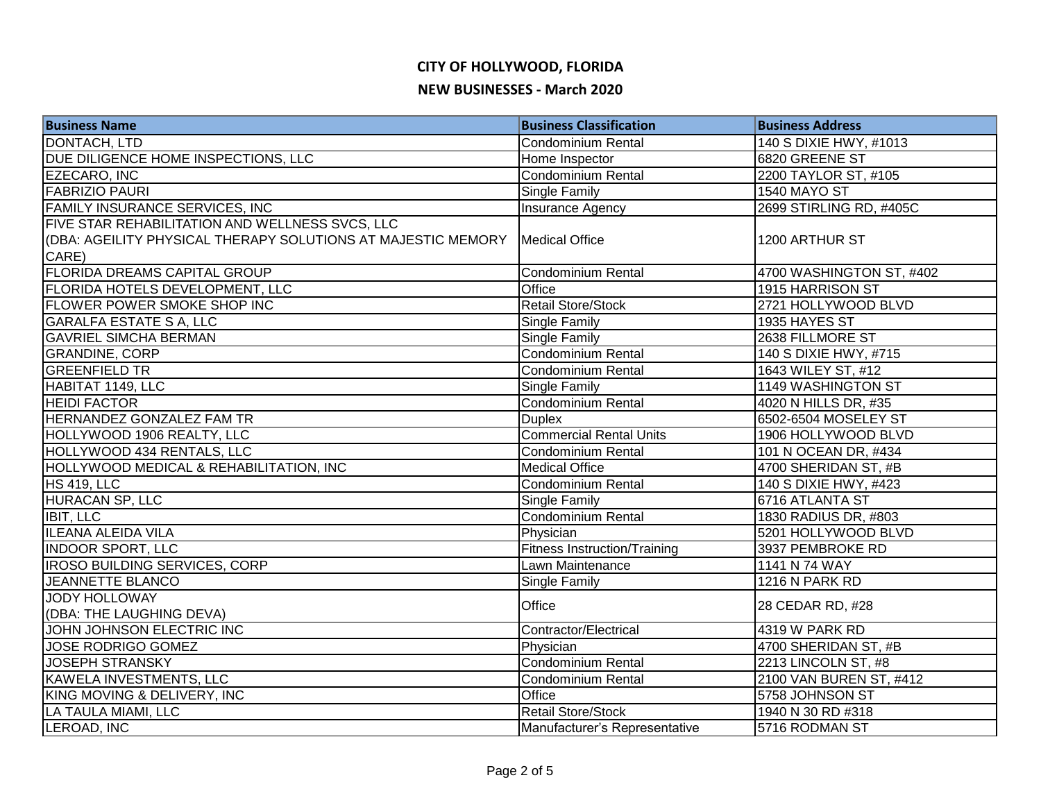# CITY OF HOLLYWOOD, FLORIDA

## NEW BUSINESSES - March 2020

| Business Name | Business Classification | Business Address |
| --- | --- | --- |
| DONTACH, LTD | Condominium Rental | 140 S DIXIE HWY, #1013 |
| DUE DILIGENCE HOME INSPECTIONS, LLC | Home Inspector | 6820 GREENE ST |
| EZECARO, INC | Condominium Rental | 2200 TAYLOR ST, #105 |
| FABRIZIO PAURI | Single Family | 1540 MAYO ST |
| FAMILY INSURANCE SERVICES, INC | Insurance Agency | 2699 STIRLING RD, #405C |
| FIVE STAR REHABILITATION AND WELLNESS SVCS, LLC (DBA: AGEILITY PHYSICAL THERAPY SOLUTIONS AT MAJESTIC MEMORY CARE) | Medical Office | 1200 ARTHUR ST |
| FLORIDA DREAMS CAPITAL GROUP | Condominium Rental | 4700 WASHINGTON ST, #402 |
| FLORIDA HOTELS DEVELOPMENT, LLC | Office | 1915 HARRISON ST |
| FLOWER POWER SMOKE SHOP INC | Retail Store/Stock | 2721 HOLLYWOOD BLVD |
| GARALFA ESTATE S A, LLC | Single Family | 1935 HAYES ST |
| GAVRIEL SIMCHA BERMAN | Single Family | 2638 FILLMORE ST |
| GRANDINE, CORP | Condominium Rental | 140 S DIXIE HWY, #715 |
| GREENFIELD TR | Condominium Rental | 1643 WILEY ST, #12 |
| HABITAT 1149, LLC | Single Family | 1149 WASHINGTON ST |
| HEIDI FACTOR | Condominium Rental | 4020 N HILLS DR, #35 |
| HERNANDEZ GONZALEZ FAM TR | Duplex | 6502-6504 MOSELEY ST |
| HOLLYWOOD 1906 REALTY, LLC | Commercial Rental Units | 1906 HOLLYWOOD BLVD |
| HOLLYWOOD 434 RENTALS, LLC | Condominium Rental | 101 N OCEAN DR, #434 |
| HOLLYWOOD MEDICAL & REHABILITATION, INC | Medical Office | 4700 SHERIDAN ST, #B |
| HS 419, LLC | Condominium Rental | 140 S DIXIE HWY, #423 |
| HURACAN SP, LLC | Single Family | 6716 ATLANTA ST |
| IBIT, LLC | Condominium Rental | 1830 RADIUS DR, #803 |
| ILEANA ALEIDA VILA | Physician | 5201 HOLLYWOOD BLVD |
| INDOOR SPORT, LLC | Fitness Instruction/Training | 3937 PEMBROKE RD |
| IROSO BUILDING SERVICES, CORP | Lawn Maintenance | 1141 N 74 WAY |
| JEANNETTE BLANCO | Single Family | 1216 N PARK RD |
| JODY HOLLOWAY (DBA: THE LAUGHING DEVA) | Office | 28 CEDAR RD, #28 |
| JOHN JOHNSON ELECTRIC INC | Contractor/Electrical | 4319 W PARK RD |
| JOSE RODRIGO GOMEZ | Physician | 4700 SHERIDAN ST, #B |
| JOSEPH STRANSKY | Condominium Rental | 2213 LINCOLN ST, #8 |
| KAWELA INVESTMENTS, LLC | Condominium Rental | 2100 VAN BUREN ST, #412 |
| KING MOVING & DELIVERY, INC | Office | 5758 JOHNSON ST |
| LA TAULA MIAMI, LLC | Retail Store/Stock | 1940 N 30 RD #318 |
| LEROAD, INC | Manufacturer's Representative | 5716 RODMAN ST |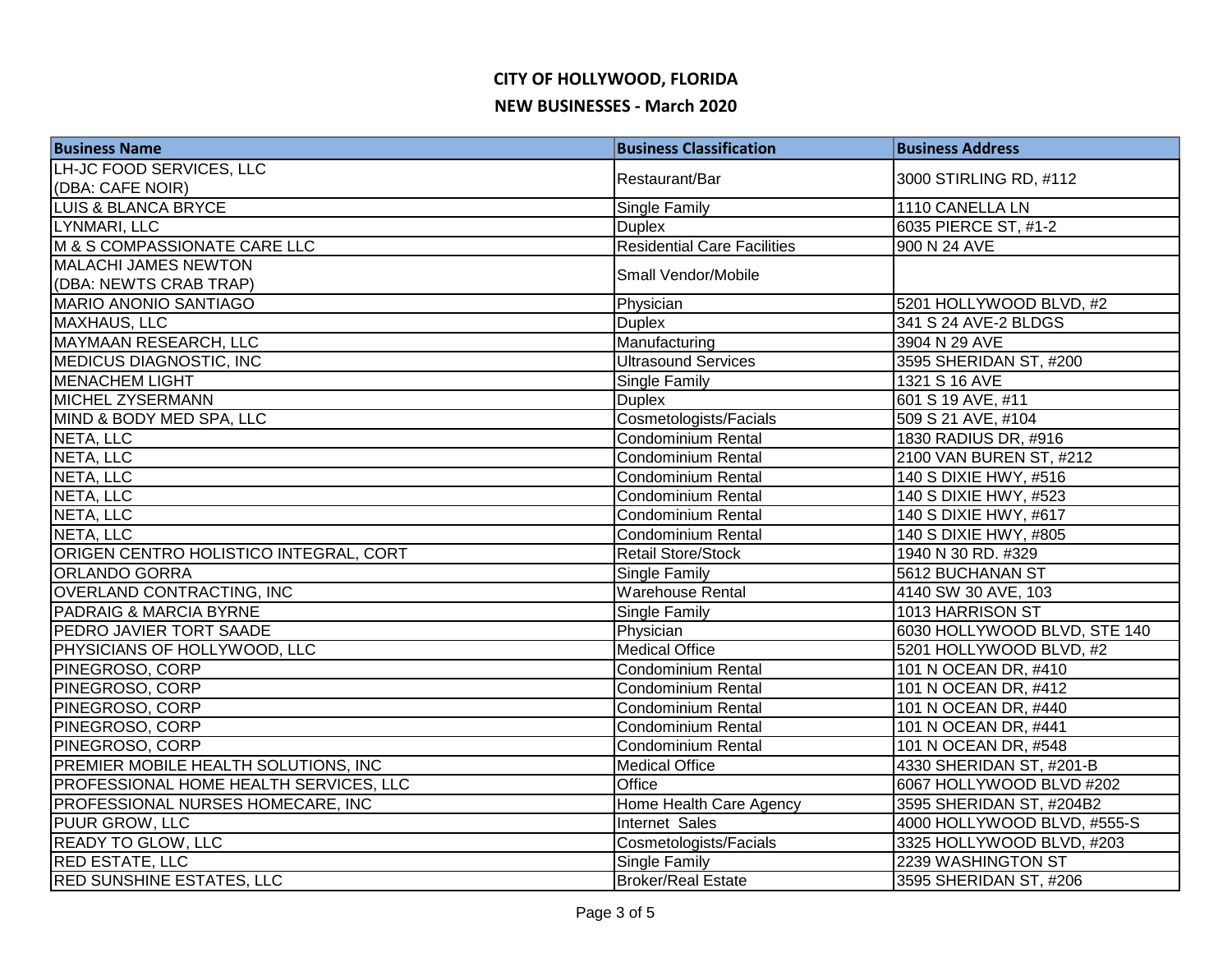# CITY OF HOLLYWOOD, FLORIDA

## NEW BUSINESSES - March 2020

| Business Name | Business Classification | Business Address |
|---|---|---|
| LH-JC FOOD SERVICES, LLC (DBA: CAFE NOIR) | Restaurant/Bar | 3000 STIRLING RD, #112 |
| LUIS & BLANCA BRYCE | Single Family | 1110 CANELLA LN |
| LYNMARI, LLC | Duplex | 6035 PIERCE ST, #1-2 |
| M & S COMPASSIONATE CARE LLC | Residential Care Facilities | 900 N 24 AVE |
| MALACHI JAMES NEWTON (DBA: NEWTS CRAB TRAP) | Small Vendor/Mobile | |
| MARIO ANONIO SANTIAGO | Physician | 5201 HOLLYWOOD BLVD, #2 |
| MAXHAUS, LLC | Duplex | 341 S 24 AVE-2 BLDGS |
| MAYMAAN RESEARCH, LLC | Manufacturing | 3904 N 29 AVE |
| MEDICUS DIAGNOSTIC, INC | Ultrasound Services | 3595 SHERIDAN ST, #200 |
| MENACHEM LIGHT | Single Family | 1321 S 16 AVE |
| MICHEL ZYSERMANN | Duplex | 601 S 19 AVE, #11 |
| MIND & BODY MED SPA, LLC | Cosmetologists/Facials | 509 S 21 AVE, #104 |
| NETA, LLC | Condominium Rental | 1830 RADIUS DR, #916 |
| NETA, LLC | Condominium Rental | 2100 VAN BUREN ST, #212 |
| NETA, LLC | Condominium Rental | 140 S DIXIE HWY, #516 |
| NETA, LLC | Condominium Rental | 140 S DIXIE HWY, #523 |
| NETA, LLC | Condominium Rental | 140 S DIXIE HWY, #617 |
| NETA, LLC | Condominium Rental | 140 S DIXIE HWY, #805 |
| ORIGEN CENTRO HOLISTICO INTEGRAL, CORT | Retail Store/Stock | 1940 N 30 RD. #329 |
| ORLANDO GORRA | Single Family | 5612 BUCHANAN ST |
| OVERLAND CONTRACTING, INC | Warehouse Rental | 4140 SW 30 AVE, 103 |
| PADRAIG & MARCIA BYRNE | Single Family | 1013 HARRISON ST |
| PEDRO JAVIER TORT SAADE | Physician | 6030 HOLLYWOOD BLVD, STE 140 |
| PHYSICIANS OF HOLLYWOOD, LLC | Medical Office | 5201 HOLLYWOOD BLVD, #2 |
| PINEGROSO, CORP | Condominium Rental | 101 N OCEAN DR, #410 |
| PINEGROSO, CORP | Condominium Rental | 101 N OCEAN DR, #412 |
| PINEGROSO, CORP | Condominium Rental | 101 N OCEAN DR, #440 |
| PINEGROSO, CORP | Condominium Rental | 101 N OCEAN DR, #441 |
| PINEGROSO, CORP | Condominium Rental | 101 N OCEAN DR, #548 |
| PREMIER MOBILE HEALTH SOLUTIONS, INC | Medical Office | 4330 SHERIDAN ST, #201-B |
| PROFESSIONAL HOME HEALTH SERVICES, LLC | Office | 6067 HOLLYWOOD BLVD #202 |
| PROFESSIONAL NURSES HOMECARE, INC | Home Health Care Agency | 3595 SHERIDAN ST, #204B2 |
| PUUR GROW, LLC | Internet Sales | 4000 HOLLYWOOD BLVD, #555-S |
| READY TO GLOW, LLC | Cosmetologists/Facials | 3325 HOLLYWOOD BLVD, #203 |
| RED ESTATE, LLC | Single Family | 2239 WASHINGTON ST |
| RED SUNSHINE ESTATES, LLC | Broker/Real Estate | 3595 SHERIDAN ST, #206 |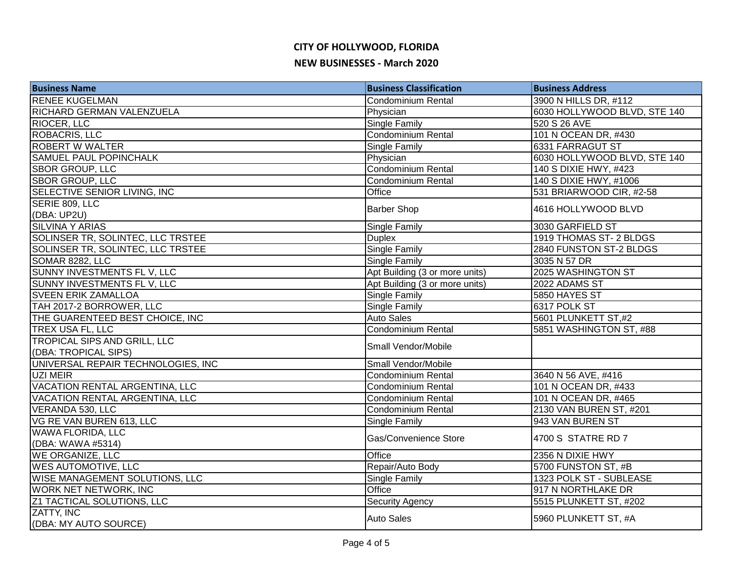# CITY OF HOLLYWOOD, FLORIDA

## NEW BUSINESSES - March 2020

| Business Name | Business Classification | Business Address |
|---|---|---|
| RENEE KUGELMAN | Condominium Rental | 3900 N HILLS DR, #112 |
| RICHARD GERMAN VALENZUELA | Physician | 6030 HOLLYWOOD BLVD, STE 140 |
| RIOCER, LLC | Single Family | 520 S 26 AVE |
| ROBACRIS, LLC | Condominium Rental | 101 N OCEAN DR, #430 |
| ROBERT W WALTER | Single Family | 6331 FARRAGUT ST |
| SAMUEL PAUL POPINCHALK | Physician | 6030 HOLLYWOOD BLVD, STE 140 |
| SBOR GROUP, LLC | Condominium Rental | 140 S DIXIE HWY, #423 |
| SBOR GROUP, LLC | Condominium Rental | 140 S DIXIE HWY, #1006 |
| SELECTIVE SENIOR LIVING, INC | Office | 531 BRIARWOOD CIR, #2-58 |
| SERIE 809, LLC (DBA: UP2U) | Barber Shop | 4616 HOLLYWOOD BLVD |
| SILVINA Y ARIAS | Single Family | 3030 GARFIELD ST |
| SOLINSER TR, SOLINTEC, LLC TRSTEE | Duplex | 1919 THOMAS ST- 2 BLDGS |
| SOLINSER TR, SOLINTEC, LLC TRSTEE | Single Family | 2840 FUNSTON ST-2 BLDGS |
| SOMAR 8282, LLC | Single Family | 3035 N 57 DR |
| SUNNY INVESTMENTS FL V, LLC | Apt Building (3 or more units) | 2025 WASHINGTON ST |
| SUNNY INVESTMENTS FL V, LLC | Apt Building (3 or more units) | 2022 ADAMS ST |
| SVEEN ERIK ZAMALLOA | Single Family | 5850 HAYES ST |
| TAH 2017-2 BORROWER, LLC | Single Family | 6317 POLK ST |
| THE GUARENTEED BEST CHOICE, INC | Auto Sales | 5601 PLUNKETT ST,#2 |
| TREX USA FL, LLC | Condominium Rental | 5851 WASHINGTON ST, #88 |
| TROPICAL SIPS AND GRILL, LLC (DBA: TROPICAL SIPS) | Small Vendor/Mobile | |
| UNIVERSAL REPAIR TECHNOLOGIES, INC | Small Vendor/Mobile | |
| UZI MEIR | Condominium Rental | 3640 N 56 AVE, #416 |
| VACATION RENTAL ARGENTINA, LLC | Condominium Rental | 101 N OCEAN DR, #433 |
| VACATION RENTAL ARGENTINA, LLC | Condominium Rental | 101 N OCEAN DR, #465 |
| VERANDA 530, LLC | Condominium Rental | 2130 VAN BUREN ST, #201 |
| VG RE VAN BUREN 613, LLC | Single Family | 943 VAN BUREN ST |
| WAWA FLORIDA, LLC (DBA: WAWA #5314) | Gas/Convenience Store | 4700 S STATRE RD 7 |
| WE ORGANIZE, LLC | Office | 2356 N DIXIE HWY |
| WES AUTOMOTIVE, LLC | Repair/Auto Body | 5700 FUNSTON ST, #B |
| WISE MANAGEMENT SOLUTIONS, LLC | Single Family | 1323 POLK ST - SUBLEASE |
| WORK NET NETWORK, INC | Office | 917 N NORTHLAKE DR |
| Z1 TACTICAL SOLUTIONS, LLC | Security Agency | 5515 PLUNKETT ST, #202 |
| ZATTY, INC (DBA: MY AUTO SOURCE) | Auto Sales | 5960 PLUNKETT ST, #A |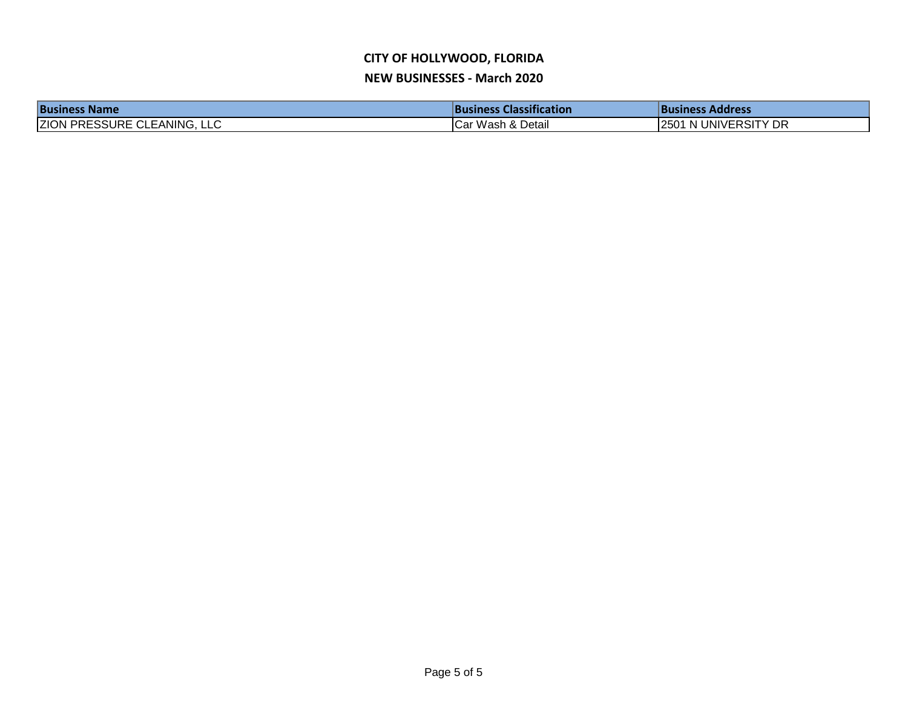**CITY OF HOLLYWOOD, FLORIDA**

**NEW BUSINESSES - March 2020**

| Business Name | Business Classification | Business Address |
| --- | --- | --- |
| ZION PRESSURE CLEANING, LLC | Car Wash & Detail | 2501 N UNIVERSITY DR |